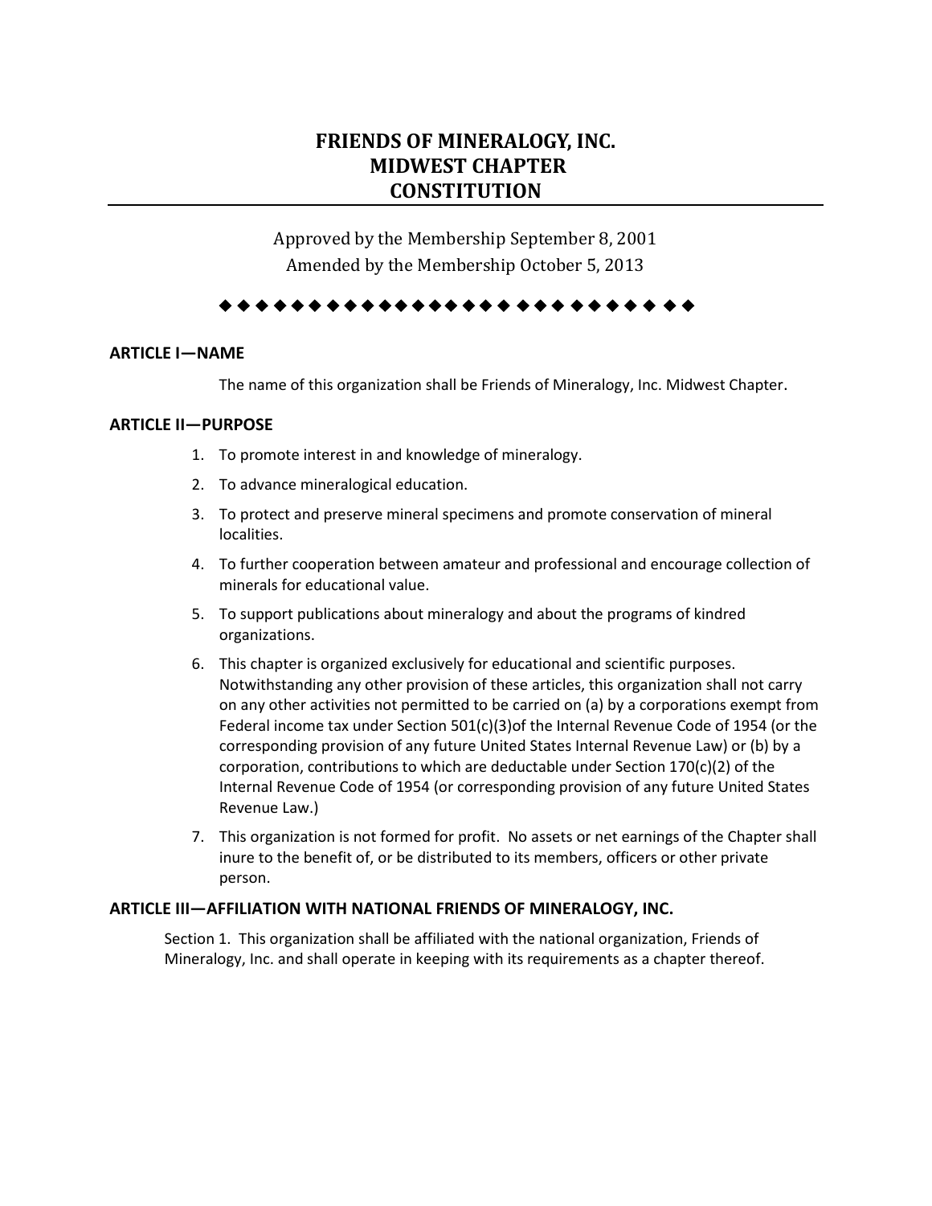# FRIENDS OF MINERALOGY, INC.
# MIDWEST CHAPTER
# CONSTITUTION

Approved by the Membership September 8, 2001
Amended by the Membership October 5, 2013

◆ ◆ ◆ ◆ ◆ ◆ ◆ ◆ ◆ ◆ ◆ ◆ ◆ ◆ ◆ ◆ ◆ ◆ ◆ ◆ ◆ ◆ ◆ ◆ ◆ ◆ ◆ ◆ ◆

## ARTICLE I—NAME

The name of this organization shall be Friends of Mineralogy, Inc. Midwest Chapter.

## ARTICLE II—PURPOSE

1. To promote interest in and knowledge of mineralogy.
2. To advance mineralogical education.
3. To protect and preserve mineral specimens and promote conservation of mineral localities.
4. To further cooperation between amateur and professional and encourage collection of minerals for educational value.
5. To support publications about mineralogy and about the programs of kindred organizations.
6. This chapter is organized exclusively for educational and scientific purposes. Notwithstanding any other provision of these articles, this organization shall not carry on any other activities not permitted to be carried on (a) by a corporations exempt from Federal income tax under Section 501(c)(3)of the Internal Revenue Code of 1954 (or the corresponding provision of any future United States Internal Revenue Law) or (b) by a corporation, contributions to which are deductable under Section 170(c)(2) of the Internal Revenue Code of 1954 (or corresponding provision of any future United States Revenue Law.)
7. This organization is not formed for profit. No assets or net earnings of the Chapter shall inure to the benefit of, or be distributed to its members, officers or other private person.

## ARTICLE III—AFFILIATION WITH NATIONAL FRIENDS OF MINERALOGY, INC.

Section 1. This organization shall be affiliated with the national organization, Friends of Mineralogy, Inc. and shall operate in keeping with its requirements as a chapter thereof.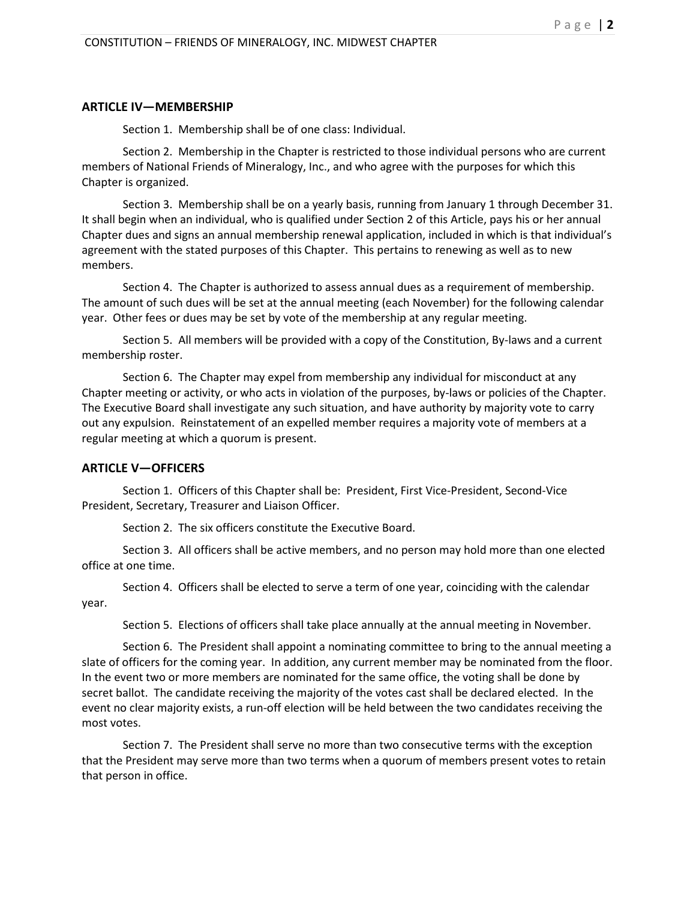## ARTICLE IV—MEMBERSHIP

Section 1. Membership shall be of one class: Individual.

Section 2. Membership in the Chapter is restricted to those individual persons who are current members of National Friends of Mineralogy, Inc., and who agree with the purposes for which this Chapter is organized.

Section 3. Membership shall be on a yearly basis, running from January 1 through December 31. It shall begin when an individual, who is qualified under Section 2 of this Article, pays his or her annual Chapter dues and signs an annual membership renewal application, included in which is that individual's agreement with the stated purposes of this Chapter. This pertains to renewing as well as to new members.

Section 4. The Chapter is authorized to assess annual dues as a requirement of membership. The amount of such dues will be set at the annual meeting (each November) for the following calendar year. Other fees or dues may be set by vote of the membership at any regular meeting.

Section 5. All members will be provided with a copy of the Constitution, By-laws and a current membership roster.

Section 6. The Chapter may expel from membership any individual for misconduct at any Chapter meeting or activity, or who acts in violation of the purposes, by-laws or policies of the Chapter. The Executive Board shall investigate any such situation, and have authority by majority vote to carry out any expulsion. Reinstatement of an expelled member requires a majority vote of members at a regular meeting at which a quorum is present.

## ARTICLE V—OFFICERS

Section 1. Officers of this Chapter shall be: President, First Vice-President, Second-Vice President, Secretary, Treasurer and Liaison Officer.

Section 2. The six officers constitute the Executive Board.

Section 3. All officers shall be active members, and no person may hold more than one elected office at one time.

Section 4. Officers shall be elected to serve a term of one year, coinciding with the calendar year.

Section 5. Elections of officers shall take place annually at the annual meeting in November.

Section 6. The President shall appoint a nominating committee to bring to the annual meeting a slate of officers for the coming year. In addition, any current member may be nominated from the floor. In the event two or more members are nominated for the same office, the voting shall be done by secret ballot. The candidate receiving the majority of the votes cast shall be declared elected. In the event no clear majority exists, a run-off election will be held between the two candidates receiving the most votes.

Section 7. The President shall serve no more than two consecutive terms with the exception that the President may serve more than two terms when a quorum of members present votes to retain that person in office.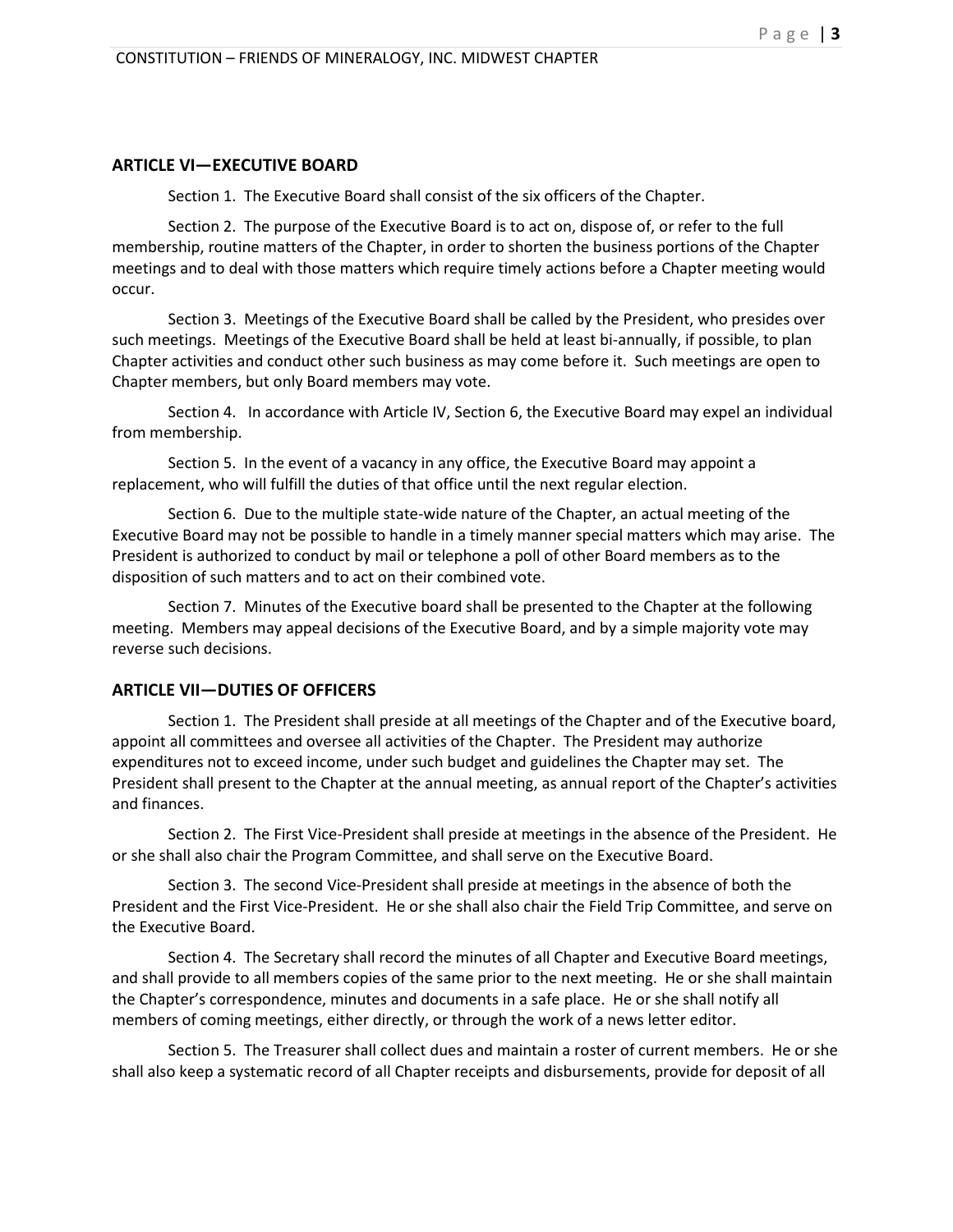## ARTICLE VI—EXECUTIVE BOARD

Section 1. The Executive Board shall consist of the six officers of the Chapter.

Section 2. The purpose of the Executive Board is to act on, dispose of, or refer to the full membership, routine matters of the Chapter, in order to shorten the business portions of the Chapter meetings and to deal with those matters which require timely actions before a Chapter meeting would occur.

Section 3. Meetings of the Executive Board shall be called by the President, who presides over such meetings. Meetings of the Executive Board shall be held at least bi-annually, if possible, to plan Chapter activities and conduct other such business as may come before it. Such meetings are open to Chapter members, but only Board members may vote.

Section 4. In accordance with Article IV, Section 6, the Executive Board may expel an individual from membership.

Section 5. In the event of a vacancy in any office, the Executive Board may appoint a replacement, who will fulfill the duties of that office until the next regular election.

Section 6. Due to the multiple state-wide nature of the Chapter, an actual meeting of the Executive Board may not be possible to handle in a timely manner special matters which may arise. The President is authorized to conduct by mail or telephone a poll of other Board members as to the disposition of such matters and to act on their combined vote.

Section 7. Minutes of the Executive board shall be presented to the Chapter at the following meeting. Members may appeal decisions of the Executive Board, and by a simple majority vote may reverse such decisions.

## ARTICLE VII—DUTIES OF OFFICERS

Section 1. The President shall preside at all meetings of the Chapter and of the Executive board, appoint all committees and oversee all activities of the Chapter. The President may authorize expenditures not to exceed income, under such budget and guidelines the Chapter may set. The President shall present to the Chapter at the annual meeting, as annual report of the Chapter's activities and finances.

Section 2. The First Vice-President shall preside at meetings in the absence of the President. He or she shall also chair the Program Committee, and shall serve on the Executive Board.

Section 3. The second Vice-President shall preside at meetings in the absence of both the President and the First Vice-President. He or she shall also chair the Field Trip Committee, and serve on the Executive Board.

Section 4. The Secretary shall record the minutes of all Chapter and Executive Board meetings, and shall provide to all members copies of the same prior to the next meeting. He or she shall maintain the Chapter's correspondence, minutes and documents in a safe place. He or she shall notify all members of coming meetings, either directly, or through the work of a news letter editor.

Section 5. The Treasurer shall collect dues and maintain a roster of current members. He or she shall also keep a systematic record of all Chapter receipts and disbursements, provide for deposit of all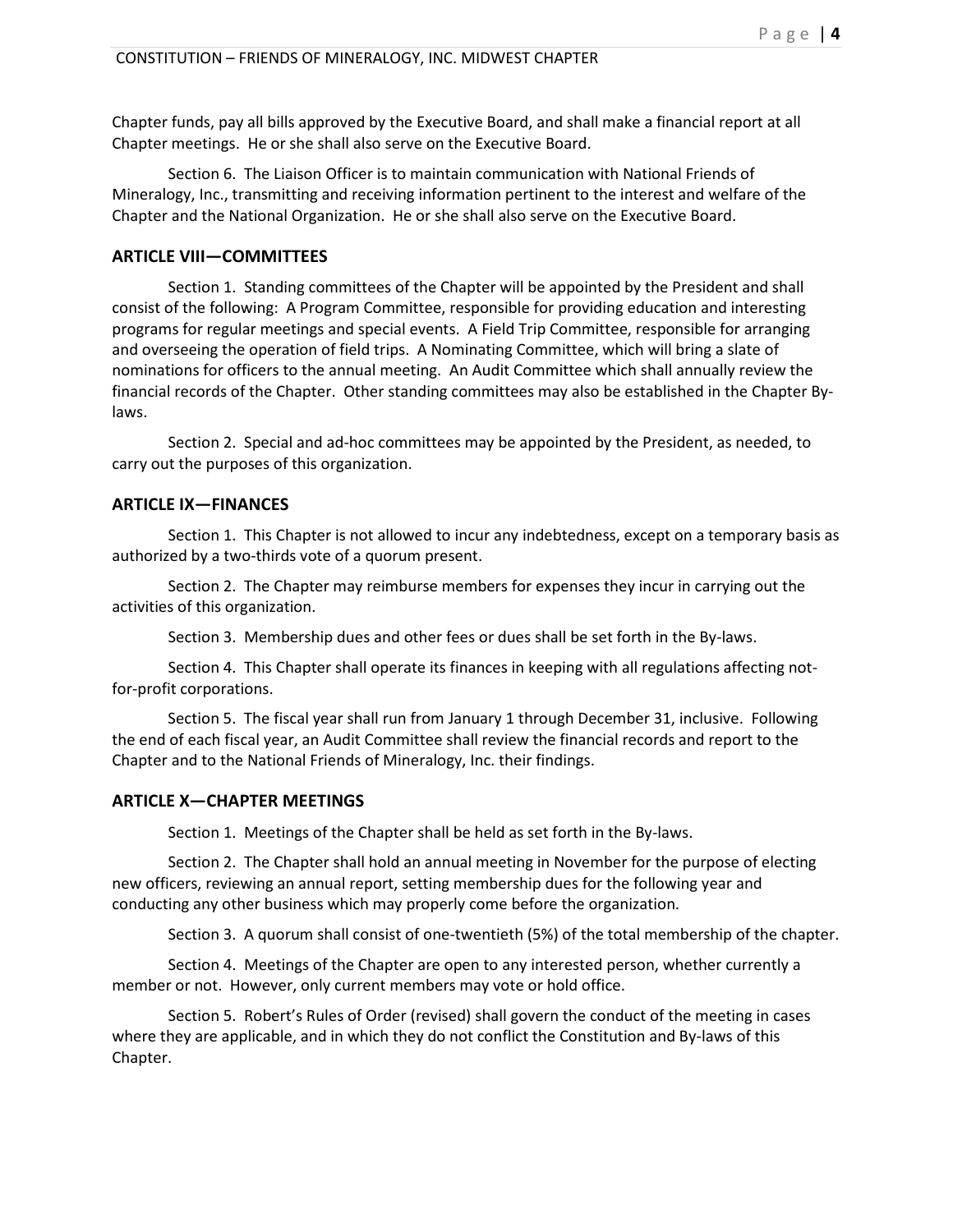Chapter funds, pay all bills approved by the Executive Board, and shall make a financial report at all Chapter meetings. He or she shall also serve on the Executive Board.

Section 6. The Liaison Officer is to maintain communication with National Friends of Mineralogy, Inc., transmitting and receiving information pertinent to the interest and welfare of the Chapter and the National Organization. He or she shall also serve on the Executive Board.

## ARTICLE VIII—COMMITTEES

Section 1. Standing committees of the Chapter will be appointed by the President and shall consist of the following: A Program Committee, responsible for providing education and interesting programs for regular meetings and special events. A Field Trip Committee, responsible for arranging and overseeing the operation of field trips. A Nominating Committee, which will bring a slate of nominations for officers to the annual meeting. An Audit Committee which shall annually review the financial records of the Chapter. Other standing committees may also be established in the Chapter By-laws.

Section 2. Special and ad-hoc committees may be appointed by the President, as needed, to carry out the purposes of this organization.

## ARTICLE IX—FINANCES

Section 1. This Chapter is not allowed to incur any indebtedness, except on a temporary basis as authorized by a two-thirds vote of a quorum present.

Section 2. The Chapter may reimburse members for expenses they incur in carrying out the activities of this organization.

Section 3. Membership dues and other fees or dues shall be set forth in the By-laws.

Section 4. This Chapter shall operate its finances in keeping with all regulations affecting not-for-profit corporations.

Section 5. The fiscal year shall run from January 1 through December 31, inclusive. Following the end of each fiscal year, an Audit Committee shall review the financial records and report to the Chapter and to the National Friends of Mineralogy, Inc. their findings.

## ARTICLE X—CHAPTER MEETINGS

Section 1. Meetings of the Chapter shall be held as set forth in the By-laws.

Section 2. The Chapter shall hold an annual meeting in November for the purpose of electing new officers, reviewing an annual report, setting membership dues for the following year and conducting any other business which may properly come before the organization.

Section 3. A quorum shall consist of one-twentieth (5%) of the total membership of the chapter.

Section 4. Meetings of the Chapter are open to any interested person, whether currently a member or not. However, only current members may vote or hold office.

Section 5. Robert's Rules of Order (revised) shall govern the conduct of the meeting in cases where they are applicable, and in which they do not conflict the Constitution and By-laws of this Chapter.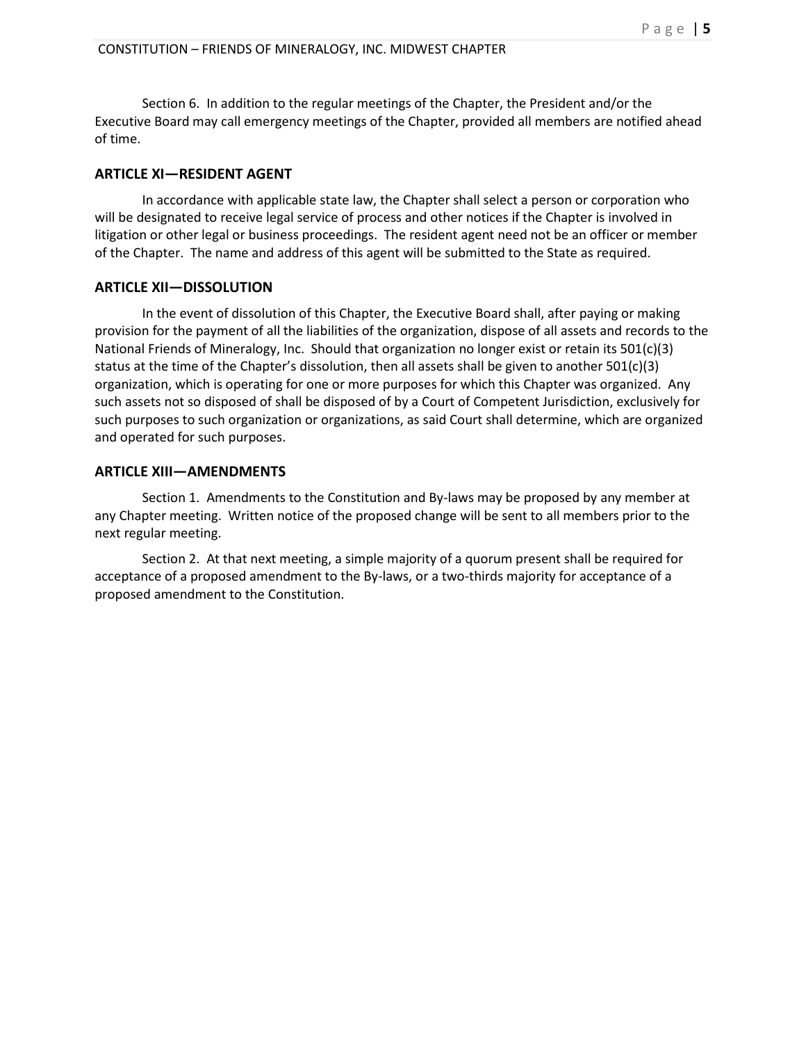Section 6. In addition to the regular meetings of the Chapter, the President and/or the Executive Board may call emergency meetings of the Chapter, provided all members are notified ahead of time.

## ARTICLE XI—RESIDENT AGENT

In accordance with applicable state law, the Chapter shall select a person or corporation who will be designated to receive legal service of process and other notices if the Chapter is involved in litigation or other legal or business proceedings. The resident agent need not be an officer or member of the Chapter. The name and address of this agent will be submitted to the State as required.

## ARTICLE XII—DISSOLUTION

In the event of dissolution of this Chapter, the Executive Board shall, after paying or making provision for the payment of all the liabilities of the organization, dispose of all assets and records to the National Friends of Mineralogy, Inc. Should that organization no longer exist or retain its 501(c)(3) status at the time of the Chapter's dissolution, then all assets shall be given to another 501(c)(3) organization, which is operating for one or more purposes for which this Chapter was organized. Any such assets not so disposed of shall be disposed of by a Court of Competent Jurisdiction, exclusively for such purposes to such organization or organizations, as said Court shall determine, which are organized and operated for such purposes.

## ARTICLE XIII—AMENDMENTS

Section 1. Amendments to the Constitution and By-laws may be proposed by any member at any Chapter meeting. Written notice of the proposed change will be sent to all members prior to the next regular meeting.

Section 2. At that next meeting, a simple majority of a quorum present shall be required for acceptance of a proposed amendment to the By-laws, or a two-thirds majority for acceptance of a proposed amendment to the Constitution.